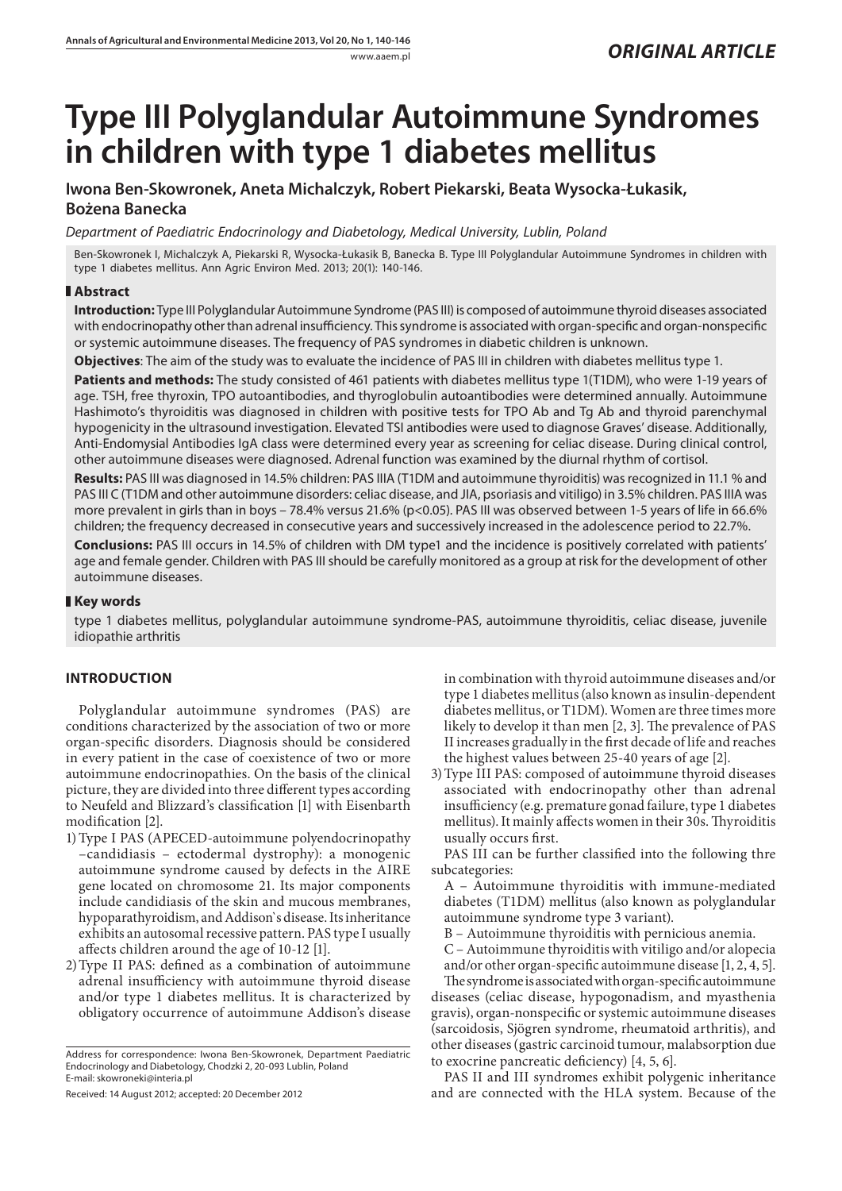# Type III Polyglandular Autoimmune Syndromes in children with type 1 diabetes mellitus

**Iwona Ben-Skowronek, Aneta Michalczyk, Robert Piekarski, Beata Wysocka-Łukasik, Bożena Banecka**

*Department of Paediatric Endocrinology and Diabetology, Medical University, Lublin, Poland*

Ben-Skowronek I, Michalczyk A, Piekarski R, Wysocka-Łukasik B, Banecka B. Type III Polyglandular Autoimmune Syndromes in children with type 1 diabetes mellitus. Ann Agric Environ Med. 2013; 20(1): 140-146.

## Abstract

**Introduction:** Type III Polyglandular Autoimmune Syndrome (PAS III) is composed of autoimmune thyroid diseases associated with endocrinopathy other than adrenal insufficiency. This syndrome is associated with organ-specific and organ-nonspecific or systemic autoimmune diseases. The frequency of PAS syndromes in diabetic children is unknown.

**Objectives**: The aim of the study was to evaluate the incidence of PAS III in children with diabetes mellitus type 1.

**Patients and methods:** The study consisted of 461 patients with diabetes mellitus type 1(T1DM), who were 1-19 years of age. TSH, free thyroxin, TPO autoantibodies, and thyroglobulin autoantibodies were determined annually. Autoimmune Hashimoto's thyroiditis was diagnosed in children with positive tests for TPO Ab and Tg Ab and thyroid parenchymal hypogenicity in the ultrasound investigation. Elevated TSI antibodies were used to diagnose Graves' disease. Additionally, Anti-Endomysial Antibodies IgA class were determined every year as screening for celiac disease. During clinical control, other autoimmune diseases were diagnosed. Adrenal function was examined by the diurnal rhythm of cortisol.

**Results:** PAS III was diagnosed in 14.5% children: PAS IIIA (T1DM and autoimmune thyroiditis) was recognized in 11.1 % and PAS III C (T1DM and other autoimmune disorders: celiac disease, and JIA, psoriasis and vitiligo) in 3.5% children. PAS IIIA was more prevalent in girls than in boys – 78.4% versus 21.6% ($p<0.05$). PAS III was observed between 1-5 years of life in 66.6% children; the frequency decreased in consecutive years and successively increased in the adolescence period to 22.7%.

**Conclusions:** PAS III occurs in 14.5% of children with DM type1 and the incidence is positively correlated with patients' age and female gender. Children with PAS III should be carefully monitored as a group at risk for the development of other autoimmune diseases.

## Key words

type 1 diabetes mellitus, polyglandular autoimmune syndrome-PAS, autoimmune thyroiditis, celiac disease, juvenile idiopathie arthritis

## INTRODUCTION

Polyglandular autoimmune syndromes (PAS) are conditions characterized by the association of two or more organ-specific disorders. Diagnosis should be considered in every patient in the case of coexistence of two or more autoimmune endocrinopathies. On the basis of the clinical picture, they are divided into three different types according to Neufeld and Blizzard's classification [1] with Eisenbarth modification [2].

1) Type I PAS (APECED-autoimmune polyendocrinopathy –candidiasis – ectodermal dystrophy): a monogenic autoimmune syndrome caused by defects in the AIRE gene located on chromosome 21. Its major components include candidiasis of the skin and mucous membranes, hypoparathyroidism, and Addison`s disease. Its inheritance exhibits an autosomal recessive pattern. PAS type I usually affects children around the age of 10-12 [1].
2) Type II PAS: defined as a combination of autoimmune adrenal insufficiency with autoimmune thyroid disease and/or type 1 diabetes mellitus. It is characterized by obligatory occurrence of autoimmune Addison's disease in combination with thyroid autoimmune diseases and/or type 1 diabetes mellitus (also known as insulin-dependent diabetes mellitus, or T1DM). Women are three times more likely to develop it than men [2, 3]. The prevalence of PAS II increases gradually in the first decade of life and reaches the highest values between 25-40 years of age [2].
3) Type III PAS: composed of autoimmune thyroid diseases associated with endocrinopathy other than adrenal insufficiency (e.g. premature gonad failure, type 1 diabetes mellitus). It mainly affects women in their 30s. Thyroiditis usually occurs first.

PAS III can be further classified into the following thre subcategories:

A – Autoimmune thyroiditis with immune-mediated diabetes (T1DM) mellitus (also known as polyglandular autoimmune syndrome type 3 variant).

B – Autoimmune thyroiditis with pernicious anemia.

C – Autoimmune thyroiditis with vitiligo and/or alopecia and/or other organ-specific autoimmune disease [1, 2, 4, 5].

The syndrome is associated with organ-specific autoimmune diseases (celiac disease, hypogonadism, and myasthenia gravis), organ-nonspecific or systemic autoimmune diseases (sarcoidosis, Sjögren syndrome, rheumatoid arthritis), and other diseases (gastric carcinoid tumour, malabsorption due to exocrine pancreatic deficiency) [4, 5, 6].

PAS II and III syndromes exhibit polygenic inheritance and are connected with the HLA system. Because of the

Address for correspondence: Iwona Ben-Skowronek, Department Paediatric Endocrinology and Diabetology, Chodzki 2, 20-093 Lublin, Poland
E-mail: skowroneki@interia.pl

Received: 14 August 2012; accepted: 20 December 2012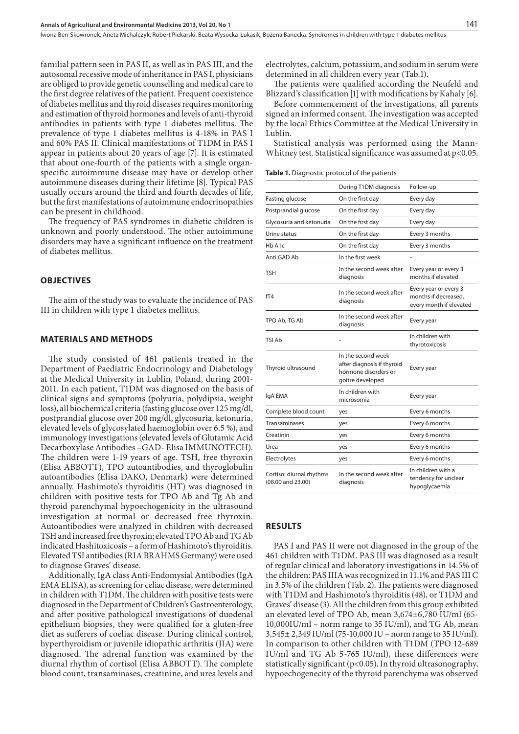familial pattern seen in PAS II, as well as in PAS III, and the autosomal recessive mode of inheritance in PAS I, physicians are obliged to provide genetic counselling and medical care to the first degree relatives of the patient. Frequent coexistence of diabetes mellitus and thyroid diseases requires monitoring and estimation of thyroid hormones and levels of anti-thyroid antibodies in patients with type 1 diabetes mellitus. The prevalence of type 1 diabetes mellitus is 4-18% in PAS I and 60% PAS II. Clinical manifestations of T1DM in PAS I appear in patients about 20 years of age [7]. It is estimated that about one-fourth of the patients with a single organ-specific autoimmune disease may have or develop other autoimmune diseases during their lifetime [8]. Typical PAS usually occurs around the third and fourth decades of life, but the first manifestations of autoimmune endocrinopathies can be present in childhood.

The frequency of PAS syndromes in diabetic children is unknown and poorly understood. The other autoimmune disorders may have a significant influence on the treatment of diabetes mellitus.

## OBJECTIVES

The aim of the study was to evaluate the incidence of PAS III in children with type 1 diabetes mellitus.

## MATERIALS AND METHODS

The study consisted of 461 patients treated in the Department of Paediatric Endocrinology and Diabetology at the Medical University in Lublin, Poland, during 2001-2011. In each patient, T1DM was diagnosed on the basis of clinical signs and symptoms (polyuria, polydipsia, weight loss), all biochemical criteria (fasting glucose over 125 mg/dl, postprandial glucose over 200 mg/dl, glycosuria, ketonuria, elevated levels of glycosylated haemoglobin over 6.5 %), and immunology investigations (elevated levels of Glutamic Acid Decarboxylase Antibodies –GAD- Elisa IMMUNOTECH). The children were 1-19 years of age. TSH, free thyroxin (Elisa ABBOTT), TPO autoantibodies, and thyroglobulin autoantibodies (Elisa DAKO, Denmark) were determined annually. Hashimoto's thyroiditis (HT) was diagnosed in children with positive tests for TPO Ab and Tg Ab and thyroid parenchymal hypoechogenicity in the ultrasound investigation at normal or decreased free thyroxin. Autoantibodies were analyzed in children with decreased TSH and increased free thyroxin; elevated TPO Ab and TG Ab indicated Hashitoxicosis – a form of Hashimoto's thyroiditis. Elevated TSI antibodies (RIA BRAHMS Germany) were used to diagnose Graves' disease.

Additionally, IgA class Anti-Endomysial Antibodies (IgA EMA ELISA), as screening for celiac disease, were determined in children with T1DM. The children with positive tests were diagnosed in the Department of Children's Gastroenterology, and after positive pathological investigations of duodenal epithelium biopsies, they were qualified for a gluten-free diet as sufferers of coeliac disease. During clinical control, hyperthyroidism or juvenile idiopathic arthritis (JIA) were diagnosed. The adrenal function was examined by the diurnal rhythm of cortisol (Elisa ABBOTT). The complete blood count, transaminases, creatinine, and urea levels and electrolytes, calcium, potassium, and sodium in serum were determined in all children every year (Tab.1).

The patients were qualified according the Neufeld and Blizzard's classification [1] with modifications by Kahaly [6].

Before commencement of the investigations, all parents signed an informed consent. The investigation was accepted by the local Ethics Committee at the Medical University in Lublin.

Statistical analysis was performed using the Mann-Whitney test. Statistical significance was assumed at $p<0.05$.

**Table 1.** Diagnostic protocol of the patients

| | During T1DM diagnosis | Follow-up |
|---|---|---|
| Fasting glucose | On the first day | Every day |
| Postprandial glucose | On the first day | Every day |
| Glycosuria and ketonuria | On the first day | Every day |
| Urine status | On the first day | Every 3 months |
| Hb A1c | On the first day | Every 3 months |
| Anti GAD Ab | In the first week | - |
| TSH | In the second week after diagnosis | Every year or every 3 months if elevated |
| fT4 | In the second week after diagnosis | Every year or every 3 months if decreased, every month if elevated |
| TPO Ab, TG Ab | In the second week after diagnosis | Every year |
| TSI Ab | - | In children with thyrotoxicosis |
| Thyroid ultrasound | In the second week after diagnosis if thyroid hormone disorders or goitre developed | Every year |
| IgA EMA | In children with microsomia | Every year |
| Complete blood count | yes | Every 6 months |
| Transaminases | yes | Every 6 months |
| Creatinin | yes | Every 6 months |
| Urea | yes | Every 6 months |
| Electrolytes | yes | Every 6 months |
| Cortisol diurnal rhythms (08.00 and 23.00) | In the second week after diagnosis | In children with a tendency for unclear hypoglycaemia |

## RESULTS

PAS I and PAS II were not diagnosed in the group of the 461 children with T1DM. PAS III was diagnosed as a result of regular clinical and laboratory investigations in 14.5% of the children: PAS IIIA was recognized in 11.1% and PAS III C in 3.5% of the children (Tab. 2). The patients were diagnosed with T1DM and Hashimoto's thyroiditis (48), or T1DM and Graves' disease (3). All the children from this group exhibited an elevated level of TPO Ab, mean 3,674±6,780 IU/ml (65-10,000IU/ml – norm range to 35 IU/ml), and TG Ab, mean 3,545± 2,349 IU/ml (75-10,000 IU – norm range to 35 IU/ml). In comparison to other children with T1DM (TPO 12-689 IU/ml and TG Ab 5-765 IU/ml), these differences were statistically significant ($p<0.05$). In thyroid ultrasonography, hypoechogenecity of the thyroid parenchyma was observed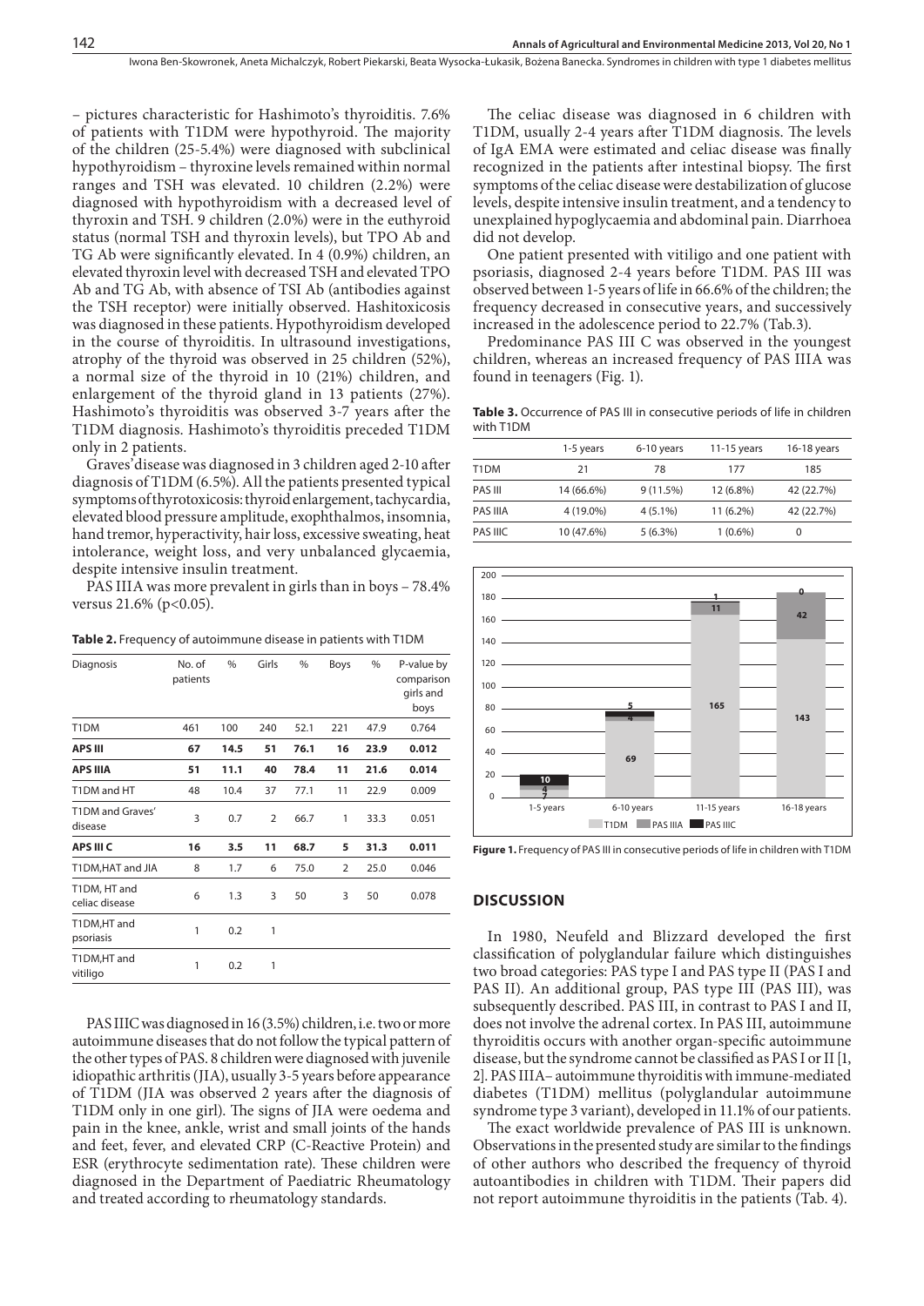– pictures characteristic for Hashimoto's thyroiditis. 7.6% of patients with T1DM were hypothyroid. The majority of the children (25-5.4%) were diagnosed with subclinical hypothyroidism – thyroxine levels remained within normal ranges and TSH was elevated. 10 children (2.2%) were diagnosed with hypothyroidism with a decreased level of thyroxin and TSH. 9 children (2.0%) were in the euthyroid status (normal TSH and thyroxin levels), but TPO Ab and TG Ab were significantly elevated. In 4 (0.9%) children, an elevated thyroxin level with decreased TSH and elevated TPO Ab and TG Ab, with absence of TSI Ab (antibodies against the TSH receptor) were initially observed. Hashitoxicosis was diagnosed in these patients. Hypothyroidism developed in the course of thyroiditis. In ultrasound investigations, atrophy of the thyroid was observed in 25 children (52%), a normal size of the thyroid in 10 (21%) children, and enlargement of the thyroid gland in 13 patients (27%). Hashimoto's thyroiditis was observed 3-7 years after the T1DM diagnosis. Hashimoto's thyroiditis preceded T1DM only in 2 patients.

Graves' disease was diagnosed in 3 children aged 2-10 after diagnosis of T1DM (6.5%). All the patients presented typical symptoms of thyrotoxicosis: thyroid enlargement, tachycardia, elevated blood pressure amplitude, exophthalmos, insomnia, hand tremor, hyperactivity, hair loss, excessive sweating, heat intolerance, weight loss, and very unbalanced glycaemia, despite intensive insulin treatment.

PAS IIIA was more prevalent in girls than in boys – 78.4% versus 21.6% ($p<0.05$).

**Table 2.** Frequency of autoimmune disease in patients with T1DM

| Diagnosis | No. of patients | % | Girls | % | Boys | % | P-value by comparison girls and boys |
|---|---|---|---|---|---|---|---|
| T1DM | 461 | 100 | 240 | 52.1 | 221 | 47.9 | 0.764 |
| **APS III** | **67** | **14.5** | **51** | **76.1** | **16** | **23.9** | **0.012** |
| **APS IIIA** | **51** | **11.1** | **40** | **78.4** | **11** | **21.6** | **0.014** |
| T1DM and HT | 48 | 10.4 | 37 | 77.1 | 11 | 22.9 | 0.009 |
| T1DM and Graves' disease | 3 | 0.7 | 2 | 66.7 | 1 | 33.3 | 0.051 |
| **APS III C** | **16** | **3.5** | **11** | **68.7** | **5** | **31.3** | **0.011** |
| T1DM,HAT and JIA | 8 | 1.7 | 6 | 75.0 | 2 | 25.0 | 0.046 |
| T1DM, HT and celiac disease | 6 | 1.3 | 3 | 50 | 3 | 50 | 0.078 |
| T1DM,HT and psoriasis | 1 | 0.2 | 1 | | | | |
| T1DM,HT and vitiligo | 1 | 0.2 | 1 | | | | |

PAS IIIC was diagnosed in 16 (3.5%) children, i.e. two or more autoimmune diseases that do not follow the typical pattern of the other types of PAS. 8 children were diagnosed with juvenile idiopathic arthritis (JIA), usually 3-5 years before appearance of T1DM (JIA was observed 2 years after the diagnosis of T1DM only in one girl). The signs of JIA were oedema and pain in the knee, ankle, wrist and small joints of the hands and feet, fever, and elevated CRP (C-Reactive Protein) and ESR (erythrocyte sedimentation rate). These children were diagnosed in the Department of Paediatric Rheumatology and treated according to rheumatology standards.

The celiac disease was diagnosed in 6 children with T1DM, usually 2-4 years after T1DM diagnosis. The levels of IgA EMA were estimated and celiac disease was finally recognized in the patients after intestinal biopsy. The first symptoms of the celiac disease were destabilization of glucose levels, despite intensive insulin treatment, and a tendency to unexplained hypoglycaemia and abdominal pain. Diarrhoea did not develop.

One patient presented with vitiligo and one patient with psoriasis, diagnosed 2-4 years before T1DM. PAS III was observed between 1-5 years of life in 66.6% of the children; the frequency decreased in consecutive years, and successively increased in the adolescence period to 22.7% (Tab.3).

Predominance PAS III C was observed in the youngest children, whereas an increased frequency of PAS IIIA was found in teenagers (Fig. 1).

**Table 3.** Occurrence of PAS III in consecutive periods of life in children with T1DM

| | 1-5 years | 6-10 years | 11-15 years | 16-18 years |
|---|---|---|---|---|
| T1DM | 21 | 78 | 177 | 185 |
| PAS III | 14 (66.6%) | 9 (11.5%) | 12 (6.8%) | 42 (22.7%) |
| PAS IIIA | 4 (19.0%) | 4 (5.1%) | 11 (6.2%) | 42 (22.7%) |
| PAS IIIC | 10 (47.6%) | 5 (6.3%) | 1 (0.6%) | 0 |

**Figure 1.** Frequency of PAS III in consecutive periods of life in children with T1DM

## DISCUSSION

In 1980, Neufeld and Blizzard developed the first classification of polyglandular failure which distinguishes two broad categories: PAS type I and PAS type II (PAS I and PAS II). An additional group, PAS type III (PAS III), was subsequently described. PAS III, in contrast to PAS I and II, does not involve the adrenal cortex. In PAS III, autoimmune thyroiditis occurs with another organ-specific autoimmune disease, but the syndrome cannot be classified as PAS I or II [1, 2]. PAS IIIA– autoimmune thyroiditis with immune-mediated diabetes (T1DM) mellitus (polyglandular autoimmune syndrome type 3 variant), developed in 11.1% of our patients.

The exact worldwide prevalence of PAS III is unknown. Observations in the presented study are similar to the findings of other authors who described the frequency of thyroid autoantibodies in children with T1DM. Their papers did not report autoimmune thyroiditis in the patients (Tab. 4).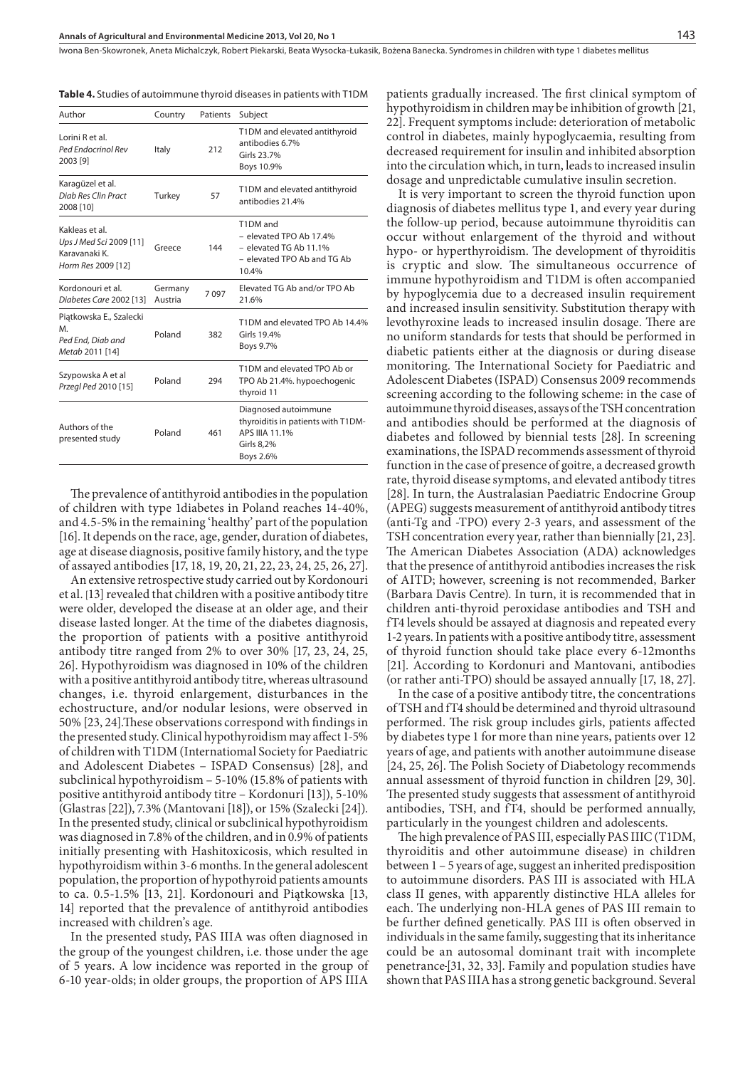**Table 4.** Studies of autoimmune thyroid diseases in patients with T1DM

| Author | Country | Patients | Subject |
|---|---|---|---|
| Lorini R et al. *Ped Endocrinol Rev* 2003 [9] | Italy | 212 | T1DM and elevated antithyroid antibodies 6.7% Girls 23.7% Boys 10.9% |
| Karagüzel et al. *Diab Res Clin Pract* 2008 [10] | Turkey | 57 | T1DM and elevated antithyroid antibodies 21.4% |
| Kakleas et al. *Ups J Med Sci* 2009 [11] Karavanaki K. *Horm Res* 2009 [12] | Greece | 144 | T1DM and – elevated TPO Ab 17.4% – elevated TG Ab 11.1% – elevated TPO Ab and TG Ab 10.4% |
| Kordonouri et al. *Diabetes Care* 2002 [13] | Germany Austria | 7 097 | Elevated TG Ab and/or TPO Ab 21.6% |
| Piątkowska E., Szalecki M. *Ped End, Diab and Metab* 2011 [14] | Poland | 382 | T1DM and elevated TPO Ab 14.4% Girls 19.4% Boys 9.7% |
| Szypowska A et al *Przegl Ped* 2010 [15] | Poland | 294 | T1DM and elevated TPO Ab or TPO Ab 21.4%. hypoechogenic thyroid 11 |
| Authors of the presented study | Poland | 461 | Diagnosed autoimmune thyroiditis in patients with T1DM-APS IIIA 11.1% Girls 8,2% Boys 2.6% |

The prevalence of antithyroid antibodies in the population of children with type 1diabetes in Poland reaches 14-40%, and 4.5-5% in the remaining 'healthy' part of the population [16]. It depends on the race, age, gender, duration of diabetes, age at disease diagnosis, positive family history, and the type of assayed antibodies [17, 18, 19, 20, 21, 22, 23, 24, 25, 26, 27].

An extensive retrospective study carried out by Kordonouri et al. [13] revealed that children with a positive antibody titre were older, developed the disease at an older age, and their disease lasted longer. At the time of the diabetes diagnosis, the proportion of patients with a positive antithyroid antibody titre ranged from 2% to over 30% [17, 23, 24, 25, 26]. Hypothyroidism was diagnosed in 10% of the children with a positive antithyroid antibody titre, whereas ultrasound changes, i.e. thyroid enlargement, disturbances in the echostructure, and/or nodular lesions, were observed in 50% [23, 24].These observations correspond with findings in the presented study. Clinical hypothyroidism may affect 1-5% of children with T1DM (Internatiomal Society for Paediatric and Adolescent Diabetes – ISPAD Consensus) [28], and subclinical hypothyroidism – 5-10% (15.8% of patients with positive antithyroid antibody titre – Kordonuri [13]), 5-10% (Glastras [22]), 7.3% (Mantovani [18]), or 15% (Szalecki [24]). In the presented study, clinical or subclinical hypothyroidism was diagnosed in 7.8% of the children, and in 0.9% of patients initially presenting with Hashitoxicosis, which resulted in hypothyroidism within 3-6 months. In the general adolescent population, the proportion of hypothyroid patients amounts to ca. 0.5-1.5% [13, 21]. Kordonouri and Piątkowska [13, 14] reported that the prevalence of antithyroid antibodies increased with children's age.

In the presented study, PAS IIIA was often diagnosed in the group of the youngest children, i.e. those under the age of 5 years. A low incidence was reported in the group of 6-10 year-olds; in older groups, the proportion of APS IIIA patients gradually increased. The first clinical symptom of hypothyroidism in children may be inhibition of growth [21, 22]. Frequent symptoms include: deterioration of metabolic control in diabetes, mainly hypoglycaemia, resulting from decreased requirement for insulin and inhibited absorption into the circulation which, in turn, leads to increased insulin dosage and unpredictable cumulative insulin secretion.

It is very important to screen the thyroid function upon diagnosis of diabetes mellitus type 1, and every year during the follow-up period, because autoimmune thyroiditis can occur without enlargement of the thyroid and without hypo- or hyperthyroidism. The development of thyroiditis is cryptic and slow. The simultaneous occurrence of immune hypothyroidism and T1DM is often accompanied by hypoglycemia due to a decreased insulin requirement and increased insulin sensitivity. Substitution therapy with levothyroxine leads to increased insulin dosage. There are no uniform standards for tests that should be performed in diabetic patients either at the diagnosis or during disease monitoring. The International Society for Paediatric and Adolescent Diabetes (ISPAD) Consensus 2009 recommends screening according to the following scheme: in the case of autoimmune thyroid diseases, assays of the TSH concentration and antibodies should be performed at the diagnosis of diabetes and followed by biennial tests [28]. In screening examinations, the ISPAD recommends assessment of thyroid function in the case of presence of goitre, a decreased growth rate, thyroid disease symptoms, and elevated antibody titres [28]. In turn, the Australasian Paediatric Endocrine Group (APEG) suggests measurement of antithyroid antibody titres (anti-Tg and -TPO) every 2-3 years, and assessment of the TSH concentration every year, rather than biennially [21, 23]. The American Diabetes Association (ADA) acknowledges that the presence of antithyroid antibodies increases the risk of AITD; however, screening is not recommended, Barker (Barbara Davis Centre). In turn, it is recommended that in children anti-thyroid peroxidase antibodies and TSH and fT4 levels should be assayed at diagnosis and repeated every 1-2 years. In patients with a positive antibody titre, assessment of thyroid function should take place every 6-12months [21]. According to Kordonuri and Mantovani, antibodies (or rather anti-TPO) should be assayed annually [17, 18, 27].

In the case of a positive antibody titre, the concentrations of TSH and fT4 should be determined and thyroid ultrasound performed. The risk group includes girls, patients affected by diabetes type 1 for more than nine years, patients over 12 years of age, and patients with another autoimmune disease [24, 25, 26]. The Polish Society of Diabetology recommends annual assessment of thyroid function in children [29, 30]. The presented study suggests that assessment of antithyroid antibodies, TSH, and fT4, should be performed annually, particularly in the youngest children and adolescents.

The high prevalence of PAS III, especially PAS IIIC (T1DM, thyroiditis and other autoimmune disease) in children between 1 – 5 years of age, suggest an inherited predisposition to autoimmune disorders. PAS III is associated with HLA class II genes, with apparently distinctive HLA alleles for each. The underlying non-HLA genes of PAS III remain to be further defined genetically. PAS III is often observed in individuals in the same family, suggesting that its inheritance could be an autosomal dominant trait with incomplete penetrance [31, 32, 33]. Family and population studies have shown that PAS IIIA has a strong genetic background. Several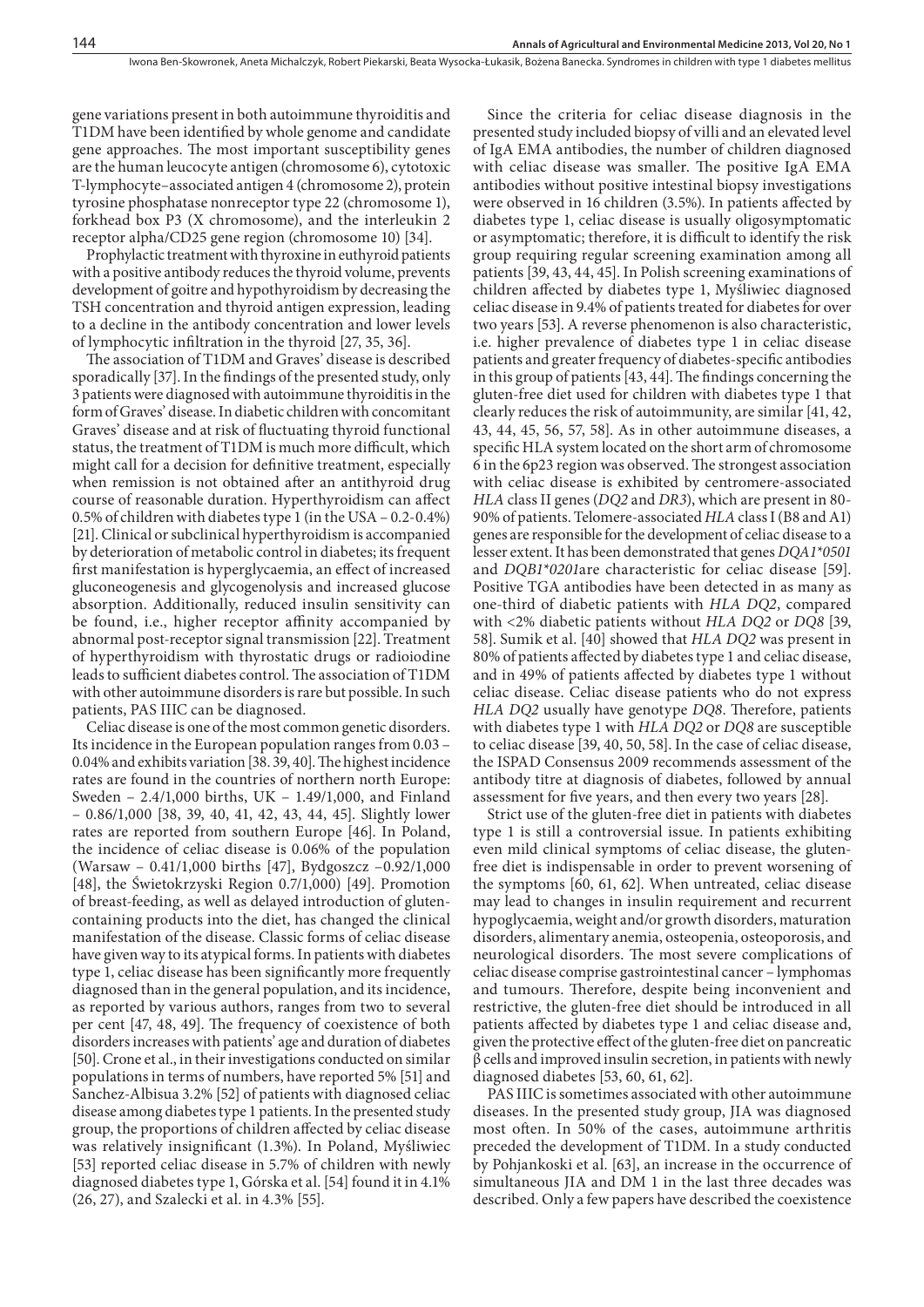gene variations present in both autoimmune thyroiditis and T1DM have been identified by whole genome and candidate gene approaches. The most important susceptibility genes are the human leucocyte antigen (chromosome 6), cytotoxic T-lymphocyte–associated antigen 4 (chromosome 2), protein tyrosine phosphatase nonreceptor type 22 (chromosome 1), forkhead box P3 (X chromosome), and the interleukin 2 receptor alpha/CD25 gene region (chromosome 10) [34].

Prophylactic treatment with thyroxine in euthyroid patients with a positive antibody reduces the thyroid volume, prevents development of goitre and hypothyroidism by decreasing the TSH concentration and thyroid antigen expression, leading to a decline in the antibody concentration and lower levels of lymphocytic infiltration in the thyroid [27, 35, 36].

The association of T1DM and Graves' disease is described sporadically [37]. In the findings of the presented study, only 3 patients were diagnosed with autoimmune thyroiditis in the form of Graves' disease. In diabetic children with concomitant Graves' disease and at risk of fluctuating thyroid functional status, the treatment of T1DM is much more difficult, which might call for a decision for definitive treatment, especially when remission is not obtained after an antithyroid drug course of reasonable duration. Hyperthyroidism can affect 0.5% of children with diabetes type 1 (in the USA – 0.2-0.4%) [21]. Clinical or subclinical hyperthyroidism is accompanied by deterioration of metabolic control in diabetes; its frequent first manifestation is hyperglycaemia, an effect of increased gluconeogenesis and glycogenolysis and increased glucose absorption. Additionally, reduced insulin sensitivity can be found, i.e., higher receptor affinity accompanied by abnormal post-receptor signal transmission [22]. Treatment of hyperthyroidism with thyrostatic drugs or radioiodine leads to sufficient diabetes control. The association of T1DM with other autoimmune disorders is rare but possible. In such patients, PAS IIIC can be diagnosed.

Celiac disease is one of the most common genetic disorders. Its incidence in the European population ranges from 0.03 – 0.04% and exhibits variation [38. 39, 40]. The highest incidence rates are found in the countries of northern north Europe: Sweden – 2.4/1,000 births, UK – 1.49/1,000, and Finland – 0.86/1,000 [38, 39, 40, 41, 42, 43, 44, 45]. Slightly lower rates are reported from southern Europe [46]. In Poland, the incidence of celiac disease is 0.06% of the population (Warsaw – 0.41/1,000 births [47], Bydgoszcz –0.92/1,000 [48], the Świetokrzyski Region 0.7/1,000) [49]. Promotion of breast-feeding, as well as delayed introduction of gluten-containing products into the diet, has changed the clinical manifestation of the disease. Classic forms of celiac disease have given way to its atypical forms. In patients with diabetes type 1, celiac disease has been significantly more frequently diagnosed than in the general population, and its incidence, as reported by various authors, ranges from two to several per cent [47, 48, 49]. The frequency of coexistence of both disorders increases with patients' age and duration of diabetes [50]. Crone et al., in their investigations conducted on similar populations in terms of numbers, have reported 5% [51] and Sanchez-Albisua 3.2% [52] of patients with diagnosed celiac disease among diabetes type 1 patients. In the presented study group, the proportions of children affected by celiac disease was relatively insignificant (1.3%). In Poland, Myśliwiec [53] reported celiac disease in 5.7% of children with newly diagnosed diabetes type 1, Górska et al. [54] found it in 4.1% (26, 27), and Szalecki et al. in 4.3% [55].

Since the criteria for celiac disease diagnosis in the presented study included biopsy of villi and an elevated level of IgA EMA antibodies, the number of children diagnosed with celiac disease was smaller. The positive IgA EMA antibodies without positive intestinal biopsy investigations were observed in 16 children (3.5%). In patients affected by diabetes type 1, celiac disease is usually oligosymptomatic or asymptomatic; therefore, it is difficult to identify the risk group requiring regular screening examination among all patients [39, 43, 44, 45]. In Polish screening examinations of children affected by diabetes type 1, Myśliwiec diagnosed celiac disease in 9.4% of patients treated for diabetes for over two years [53]. A reverse phenomenon is also characteristic, i.e. higher prevalence of diabetes type 1 in celiac disease patients and greater frequency of diabetes-specific antibodies in this group of patients [43, 44]. The findings concerning the gluten-free diet used for children with diabetes type 1 that clearly reduces the risk of autoimmunity, are similar [41, 42, 43, 44, 45, 56, 57, 58]. As in other autoimmune diseases, a specific HLA system located on the short arm of chromosome 6 in the 6p23 region was observed. The strongest association with celiac disease is exhibited by centromere-associated *HLA* class II genes (*DQ2* and *DR3*), which are present in 80-90% of patients. Telomere-associated *HLA* class I (B8 and A1) genes are responsible for the development of celiac disease to a lesser extent. It has been demonstrated that genes *DQA1\*0501* and *DQB1\*0201*are characteristic for celiac disease [59]. Positive TGA antibodies have been detected in as many as one-third of diabetic patients with *HLA DQ2*, compared with <2% diabetic patients without *HLA DQ2* or *DQ8* [39, 58]. Sumik et al. [40] showed that *HLA DQ2* was present in 80% of patients affected by diabetes type 1 and celiac disease, and in 49% of patients affected by diabetes type 1 without celiac disease. Celiac disease patients who do not express *HLA DQ2* usually have genotype *DQ8*. Therefore, patients with diabetes type 1 with *HLA DQ2* or *DQ8* are susceptible to celiac disease [39, 40, 50, 58]. In the case of celiac disease, the ISPAD Consensus 2009 recommends assessment of the antibody titre at diagnosis of diabetes, followed by annual assessment for five years, and then every two years [28].

Strict use of the gluten-free diet in patients with diabetes type 1 is still a controversial issue. In patients exhibiting even mild clinical symptoms of celiac disease, the gluten-free diet is indispensable in order to prevent worsening of the symptoms [60, 61, 62]. When untreated, celiac disease may lead to changes in insulin requirement and recurrent hypoglycaemia, weight and/or growth disorders, maturation disorders, alimentary anemia, osteopenia, osteoporosis, and neurological disorders. The most severe complications of celiac disease comprise gastrointestinal cancer – lymphomas and tumours. Therefore, despite being inconvenient and restrictive, the gluten-free diet should be introduced in all patients affected by diabetes type 1 and celiac disease and, given the protective effect of the gluten-free diet on pancreatic β cells and improved insulin secretion, in patients with newly diagnosed diabetes [53, 60, 61, 62].

PAS IIIC is sometimes associated with other autoimmune diseases. In the presented study group, JIA was diagnosed most often. In 50% of the cases, autoimmune arthritis preceded the development of T1DM. In a study conducted by Pohjankoski et al. [63], an increase in the occurrence of simultaneous JIA and DM 1 in the last three decades was described. Only a few papers have described the coexistence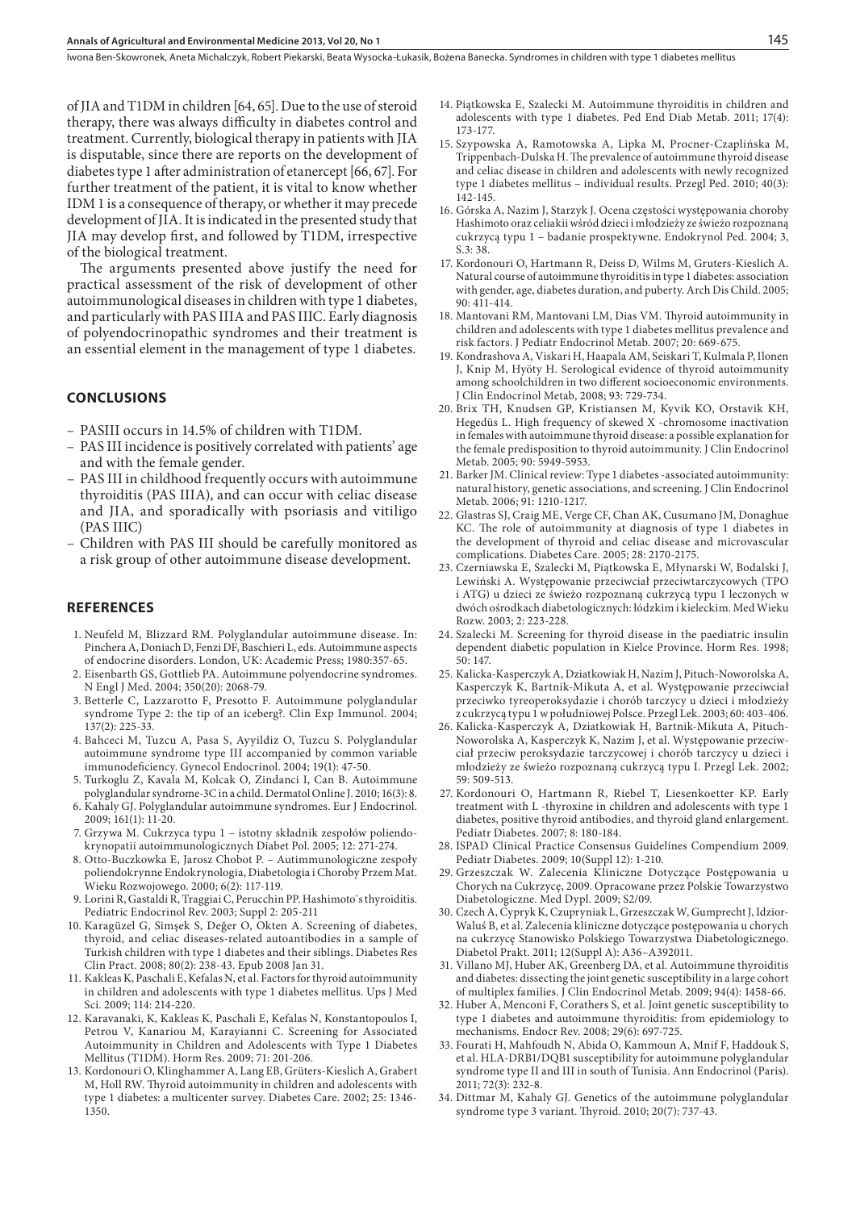of JIA and T1DM in children [64, 65]. Due to the use of steroid therapy, there was always difficulty in diabetes control and treatment. Currently, biological therapy in patients with JIA is disputable, since there are reports on the development of diabetes type 1 after administration of etanercept [66, 67]. For further treatment of the patient, it is vital to know whether IDM 1 is a consequence of therapy, or whether it may precede development of JIA. It is indicated in the presented study that JIA may develop first, and followed by T1DM, irrespective of the biological treatment.

The arguments presented above justify the need for practical assessment of the risk of development of other autoimmunological diseases in children with type 1 diabetes, and particularly with PAS IIIA and PAS IIIC. Early diagnosis of polyendocrinopathic syndromes and their treatment is an essential element in the management of type 1 diabetes.

## CONCLUSIONS

- PASIII occurs in 14.5% of children with T1DM.
- PAS III incidence is positively correlated with patients' age and with the female gender.
- PAS III in childhood frequently occurs with autoimmune thyroiditis (PAS IIIA), and can occur with celiac disease and JIA, and sporadically with psoriasis and vitiligo (PAS IIIC)
- Children with PAS III should be carefully monitored as a risk group of other autoimmune disease development.

## REFERENCES

1. Neufeld M, Blizzard RM. Polyglandular autoimmune disease. In: Pinchera A, Doniach D, Fenzi DF, Baschieri L, eds. Autoimmune aspects of endocrine disorders. London, UK: Academic Press; 1980:357-65.
2. Eisenbarth GS, Gottlieb PA. Autoimmune polyendocrine syndromes. N Engl J Med. 2004; 350(20): 2068-79.
3. Betterle C, Lazzarotto F, Presotto F. Autoimmune polyglandular syndrome Type 2: the tip of an iceberg?. Clin Exp Immunol. 2004; 137(2): 225-33.
4. Bahceci M, Tuzcu A, Pasa S, Ayyildiz O, Tuzcu S. Polyglandular autoimmune syndrome type III accompanied by common variable immunodeficiency. Gynecol Endocrinol. 2004; 19(1): 47-50.
5. Turkoglu Z, Kavala M, Kolcak O, Zindanci I, Can B. Autoimmune polyglandular syndrome-3C in a child. Dermatol Online J. 2010; 16(3): 8.
6. Kahaly GJ. Polyglandular autoimmune syndromes. Eur J Endocrinol. 2009; 161(1): 11-20.
7. Grzywa M. Cukrzyca typu 1 – istotny składnik zespołów poliendokrynopatii autoimmunologicznych Diabet Pol. 2005; 12: 271-274.
8. Otto-Buczkowka E, Jarosz Chobot P. – Autimmunologiczne zespoły poliendokrynne Endokrynologia, Diabetologia i Choroby Przem Mat. Wieku Rozwojowego. 2000; 6(2): 117-119.
9. Lorini R, Gastaldi R, Traggiai C, Perucchin PP. Hashimoto`s thyroiditis. Pediatric Endocrinol Rev. 2003; Suppl 2: 205-211
10. Karagüzel G, Simşek S, Değer O, Okten A. Screening of diabetes, thyroid, and celiac diseases-related autoantibodies in a sample of Turkish children with type 1 diabetes and their siblings. Diabetes Res Clin Pract. 2008; 80(2): 238-43. Epub 2008 Jan 31.
11. Kakleas K, Paschali E, Kefalas N, et al. Factors for thyroid autoimmunity in children and adolescents with type 1 diabetes mellitus. Ups J Med Sci. 2009; 114: 214-220.
12. Karavanaki, K, Kakleas K, Paschali E, Kefalas N, Konstantopoulos I, Petrou V, Kanariou M, Karayianni C. Screening for Associated Autoimmunity in Children and Adolescents with Type 1 Diabetes Mellitus (T1DM). Horm Res. 2009; 71: 201-206.
13. Kordonouri O, Klinghammer A, Lang EB, Grüters-Kieslich A, Grabert M, Holl RW. Thyroid autoimmunity in children and adolescents with type 1 diabetes: a multicenter survey. Diabetes Care. 2002; 25: 1346-1350.
14. Piątkowska E, Szalecki M. Autoimmune thyroiditis in children and adolescents with type 1 diabetes. Ped End Diab Metab. 2011; 17(4): 173-177.
15. Szypowska A, Ramotowska A, Lipka M, Procner-Czaplińska M, Trippenbach-Dulska H. The prevalence of autoimmune thyroid disease and celiac disease in children and adolescents with newly recognized type 1 diabetes mellitus – individual results. Przegl Ped. 2010; 40(3): 142-145.
16. Górska A, Nazim J, Starzyk J. Ocena częstości występowania choroby Hashimoto oraz celiakii wśród dzieci i młodzieży ze świeżo rozpoznaną cukrzycą typu 1 – badanie prospektywne. Endokrynol Ped. 2004; 3, S.3: 38.
17. Kordonouri O, Hartmann R, Deiss D, Wilms M, Gruters-Kieslich A. Natural course of autoimmune thyroiditis in type 1 diabetes: association with gender, age, diabetes duration, and puberty. Arch Dis Child. 2005; 90: 411-414.
18. Mantovani RM, Mantovani LM, Dias VM. Thyroid autoimmunity in children and adolescents with type 1 diabetes mellitus prevalence and risk factors. J Pediatr Endocrinol Metab. 2007; 20: 669-675.
19. Kondrashova A, Viskari H, Haapala AM, Seiskari T, Kulmala P, Ilonen J, Knip M, Hyöty H. Serological evidence of thyroid autoimmunity among schoolchildren in two different socioeconomic environments. J Clin Endocrinol Metab, 2008; 93: 729-734.
20. Brix TH, Knudsen GP, Kristiansen M, Kyvik KO, Orstavik KH, Hegedüs L. High frequency of skewed X -chromosome inactivation in females with autoimmune thyroid disease: a possible explanation for the female predisposition to thyroid autoimmunity. J Clin Endocrinol Metab. 2005; 90: 5949-5953.
21. Barker JM. Clinical review: Type 1 diabetes -associated autoimmunity: natural history, genetic associations, and screening. J Clin Endocrinol Metab. 2006; 91: 1210-1217.
22. Glastras SJ, Craig ME, Verge CF, Chan AK, Cusumano JM, Donaghue KC. The role of autoimmunity at diagnosis of type 1 diabetes in the development of thyroid and celiac disease and microvascular complications. Diabetes Care. 2005; 28: 2170-2175.
23. Czerniawska E, Szalecki M, Piątkowska E, Młynarski W, Bodalski J, Lewiński A. Występowanie przeciwciał przeciwtarczycowych (TPO i ATG) u dzieci ze świeżo rozpoznaną cukrzycą typu 1 leczonych w dwóch ośrodkach diabetologicznych: łódzkim i kieleckim. Med Wieku Rozw. 2003; 2: 223-228.
24. Szalecki M. Screening for thyroid disease in the paediatric insulin dependent diabetic population in Kielce Province. Horm Res. 1998; 50: 147.
25. Kalicka-Kasperczyk A, Dziatkowiak H, Nazim J, Pituch-Noworolska A, Kasperczyk K, Bartnik-Mikuta A, et al. Występowanie przeciwciał przeciwko tyreoperoksydazie i chorób tarczycy u dzieci i młodzieży z cukrzycą typu 1 w południowej Polsce. Przegl Lek. 2003; 60: 403-406.
26. Kalicka-Kasperczyk A, Dziatkowiak H, Bartnik-Mikuta A, Pituch-Noworolska A, Kasperczyk K, Nazim J, et al. Występowanie przeciwciał przeciw peroksydazie tarczycowej i chorób tarczycy u dzieci i młodzieży ze świeżo rozpoznaną cukrzycą typu I. Przegl Lek. 2002; 59: 509-513.
27. Kordonouri O, Hartmann R, Riebel T, Liesenkoetter KP. Early treatment with L -thyroxine in children and adolescents with type 1 diabetes, positive thyroid antibodies, and thyroid gland enlargement. Pediatr Diabetes. 2007; 8: 180-184.
28. ISPAD Clinical Practice Consensus Guidelines Compendium 2009. Pediatr Diabetes. 2009; 10(Suppl 12): 1-210.
29. Grzeszczak W. Zalecenia Kliniczne Dotyczące Postępowania u Chorych na Cukrzycę, 2009. Opracowane przez Polskie Towarzystwo Diabetologiczne. Med Dypl. 2009; S2/09.
30. Czech A, Cypryk K, Czupryniak L, Grzeszczak W, Gumprecht J, Idzior-Waluś B, et al. Zalecenia kliniczne dotyczące postępowania u chorych na cukrzycę Stanowisko Polskiego Towarzystwa Diabetologicznego. Diabetol Prakt. 2011; 12(Suppl A): A36–A392011.
31. Villano MJ, Huber AK, Greenberg DA, et al. Autoimmune thyroiditis and diabetes: dissecting the joint genetic susceptibility in a large cohort of multiplex families. J Clin Endocrinol Metab. 2009; 94(4): 1458-66.
32. Huber A, Menconi F, Corathers S, et al. Joint genetic susceptibility to type 1 diabetes and autoimmune thyroiditis: from epidemiology to mechanisms. Endocr Rev. 2008; 29(6): 697-725.
33. Fourati H, Mahfoudh N, Abida O, Kammoun A, Mnif F, Haddouk S, et al. HLA-DRB1/DQB1 susceptibility for autoimmune polyglandular syndrome type II and III in south of Tunisia. Ann Endocrinol (Paris). 2011; 72(3): 232-8.
34. Dittmar M, Kahaly GJ. Genetics of the autoimmune polyglandular syndrome type 3 variant. Thyroid. 2010; 20(7): 737-43.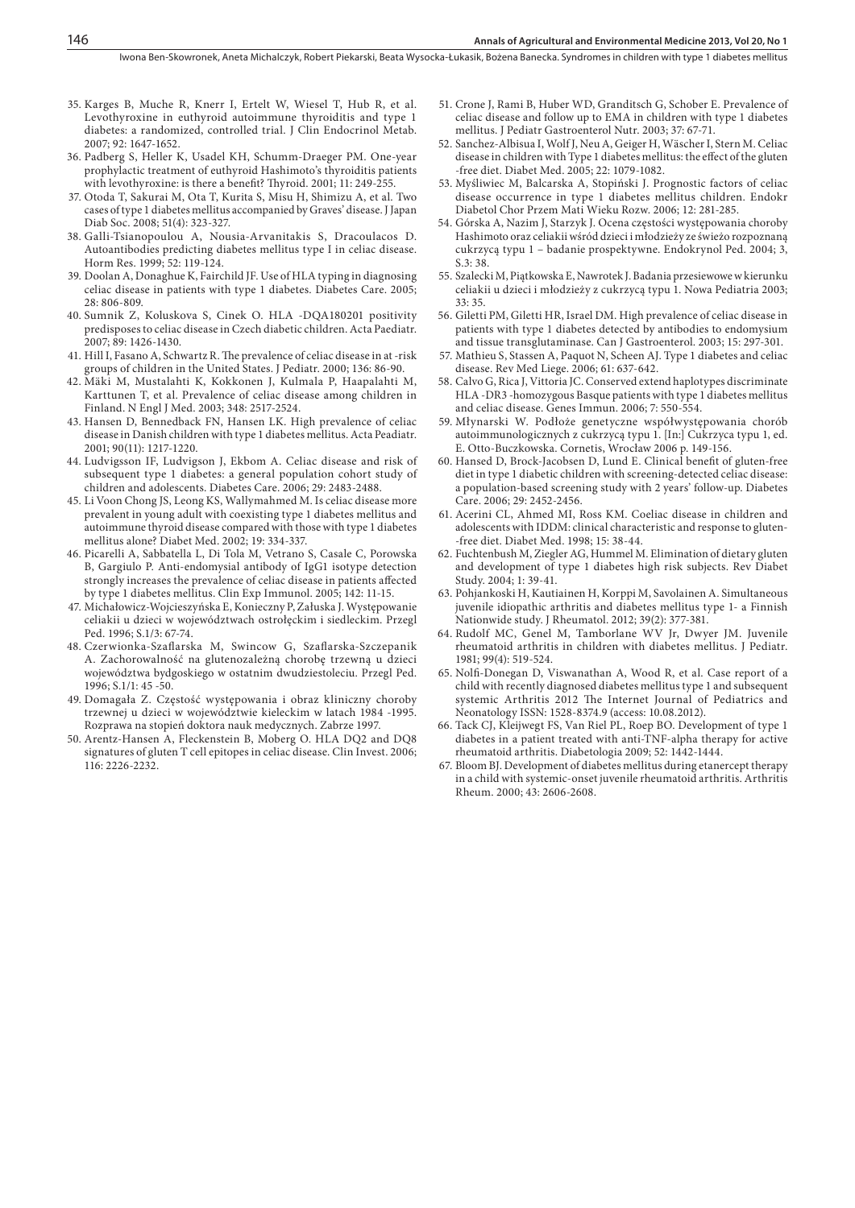35. Karges B, Muche R, Knerr I, Ertelt W, Wiesel T, Hub R, et al. Levothyroxine in euthyroid autoimmune thyroiditis and type 1 diabetes: a randomized, controlled trial. J Clin Endocrinol Metab. 2007; 92: 1647-1652.
36. Padberg S, Heller K, Usadel KH, Schumm-Draeger PM. One-year prophylactic treatment of euthyroid Hashimoto's thyroiditis patients with levothyroxine: is there a benefit? Thyroid. 2001; 11: 249-255.
37. Otoda T, Sakurai M, Ota T, Kurita S, Misu H, Shimizu A, et al. Two cases of type 1 diabetes mellitus accompanied by Graves' disease. J Japan Diab Soc. 2008; 51(4): 323-327.
38. Galli-Tsianopoulou A, Nousia-Arvanitakis S, Dracoulacos D. Autoantibodies predicting diabetes mellitus type I in celiac disease. Horm Res. 1999; 52: 119-124.
39. Doolan A, Donaghue K, Fairchild JF. Use of HLA typing in diagnosing celiac disease in patients with type 1 diabetes. Diabetes Care. 2005; 28: 806-809.
40. Sumnik Z, Koluskova S, Cinek O. HLA -DQA180201 positivity predisposes to celiac disease in Czech diabetic children. Acta Paediatr. 2007; 89: 1426-1430.
41. Hill I, Fasano A, Schwartz R. The prevalence of celiac disease in at -risk groups of children in the United States. J Pediatr. 2000; 136: 86-90.
42. Mäki M, Mustalahti K, Kokkonen J, Kulmala P, Haapalahti M, Karttunen T, et al. Prevalence of celiac disease among children in Finland. N Engl J Med. 2003; 348: 2517-2524.
43. Hansen D, Bennedback FN, Hansen LK. High prevalence of celiac disease in Danish children with type 1 diabetes mellitus. Acta Peadiatr. 2001; 90(11): 1217-1220.
44. Ludvigsson IF, Ludvigson J, Ekbom A. Celiac disease and risk of subsequent type 1 diabetes: a general population cohort study of children and adolescents. Diabetes Care. 2006; 29: 2483-2488.
45. Li Voon Chong JS, Leong KS, Wallymahmed M. Is celiac disease more prevalent in young adult with coexisting type 1 diabetes mellitus and autoimmune thyroid disease compared with those with type 1 diabetes mellitus alone? Diabet Med. 2002; 19: 334-337.
46. Picarelli A, Sabbatella L, Di Tola M, Vetrano S, Casale C, Porowska B, Gargiulo P. Anti-endomysial antibody of IgG1 isotype detection strongly increases the prevalence of celiac disease in patients affected by type 1 diabetes mellitus. Clin Exp Immunol. 2005; 142: 11-15.
47. Michałowicz-Wojcieszyńska E, Konieczny P, Załuska J. Występowanie celiakii u dzieci w województwach ostrołęckim i siedleckim. Przegl Ped. 1996; S.1/3: 67-74.
48. Czerwionka-Szaflarska M, Swincow G, Szaflarska-Szczepanik A. Zachorowalność na glutenozależną chorobę trzewną u dzieci województwa bydgoskiego w ostatnim dwudziestoleciu. Przegl Ped. 1996; S.1/1: 45 -50.
49. Domagała Z. Częstość występowania i obraz kliniczny choroby trzewnej u dzieci w województwie kieleckim w latach 1984 -1995. Rozprawa na stopień doktora nauk medycznych. Zabrze 1997.
50. Arentz-Hansen A, Fleckenstein B, Moberg O. HLA DQ2 and DQ8 signatures of gluten T cell epitopes in celiac disease. Clin Invest. 2006; 116: 2226-2232.
51. Crone J, Rami B, Huber WD, Granditsch G, Schober E. Prevalence of celiac disease and follow up to EMA in children with type 1 diabetes mellitus. J Pediatr Gastroenterol Nutr. 2003; 37: 67-71.
52. Sanchez-Albisua I, Wolf J, Neu A, Geiger H, Wäscher I, Stern M. Celiac disease in children with Type 1 diabetes mellitus: the effect of the gluten -free diet. Diabet Med. 2005; 22: 1079-1082.
53. Myśliwiec M, Balcarska A, Stopiński J. Prognostic factors of celiac disease occurrence in type 1 diabetes mellitus children. Endokr Diabetol Chor Przem Mati Wieku Rozw. 2006; 12: 281-285.
54. Górska A, Nazim J, Starzyk J. Ocena częstości występowania choroby Hashimoto oraz celiakii wśród dzieci i młodzieży ze świeżo rozpoznaną cukrzycą typu 1 – badanie prospektywne. Endokrynol Ped. 2004; 3, S.3: 38.
55. Szalecki M, Piątkowska E, Nawrotek J. Badania przesiewowe w kierunku celiakii u dzieci i młodzieży z cukrzycą typu 1. Nowa Pediatria 2003; 33: 35.
56. Giletti PM, Giletti HR, Israel DM. High prevalence of celiac disease in patients with type 1 diabetes detected by antibodies to endomysium and tissue transglutaminase. Can J Gastroenterol. 2003; 15: 297-301.
57. Mathieu S, Stassen A, Paquot N, Scheen AJ. Type 1 diabetes and celiac disease. Rev Med Liege. 2006; 61: 637-642.
58. Calvo G, Rica J, Vittoria JC. Conserved extend haplotypes discriminate HLA -DR3 -homozygous Basque patients with type 1 diabetes mellitus and celiac disease. Genes Immun. 2006; 7: 550-554.
59. Młynarski W. Podłoże genetyczne współwystępowania chorób autoimmunologicznych z cukrzycą typu 1. [In:] Cukrzyca typu 1, ed. E. Otto-Buczkowska. Cornetis, Wrocław 2006 p. 149-156.
60. Hansed D, Brock-Jacobsen D, Lund E. Clinical benefit of gluten-free diet in type 1 diabetic children with screening-detected celiac disease: a population-based screening study with 2 years' follow-up. Diabetes Care. 2006; 29: 2452-2456.
61. Acerini CL, Ahmed MI, Ross KM. Coeliac disease in children and adolescents with IDDM: clinical characteristic and response to gluten-free diet. Diabet Med. 1998; 15: 38-44.
62. Fuchtenbush M, Ziegler AG, Hummel M. Elimination of dietary gluten and development of type 1 diabetes high risk subjects. Rev Diabet Study. 2004; 1: 39-41.
63. Pohjankoski H, Kautiainen H, Korppi M, Savolainen A. Simultaneous juvenile idiopathic arthritis and diabetes mellitus type 1- a Finnish Nationwide study. J Rheumatol. 2012; 39(2): 377-381.
64. Rudolf MC, Genel M, Tamborlane WV Jr, Dwyer JM. Juvenile rheumatoid arthritis in children with diabetes mellitus. J Pediatr. 1981; 99(4): 519-524.
65. Nolfi-Donegan D, Viswanathan A, Wood R, et al. Case report of a child with recently diagnosed diabetes mellitus type 1 and subsequent systemic Arthritis 2012 The Internet Journal of Pediatrics and Neonatology ISSN: 1528-8374.9 (access: 10.08.2012).
66. Tack CJ, Kleijwegt FS, Van Riel PL, Roep BO. Development of type 1 diabetes in a patient treated with anti-TNF-alpha therapy for active rheumatoid arthritis. Diabetologia 2009; 52: 1442-1444.
67. Bloom BJ. Development of diabetes mellitus during etanercept therapy in a child with systemic-onset juvenile rheumatoid arthritis. Arthritis Rheum. 2000; 43: 2606-2608.